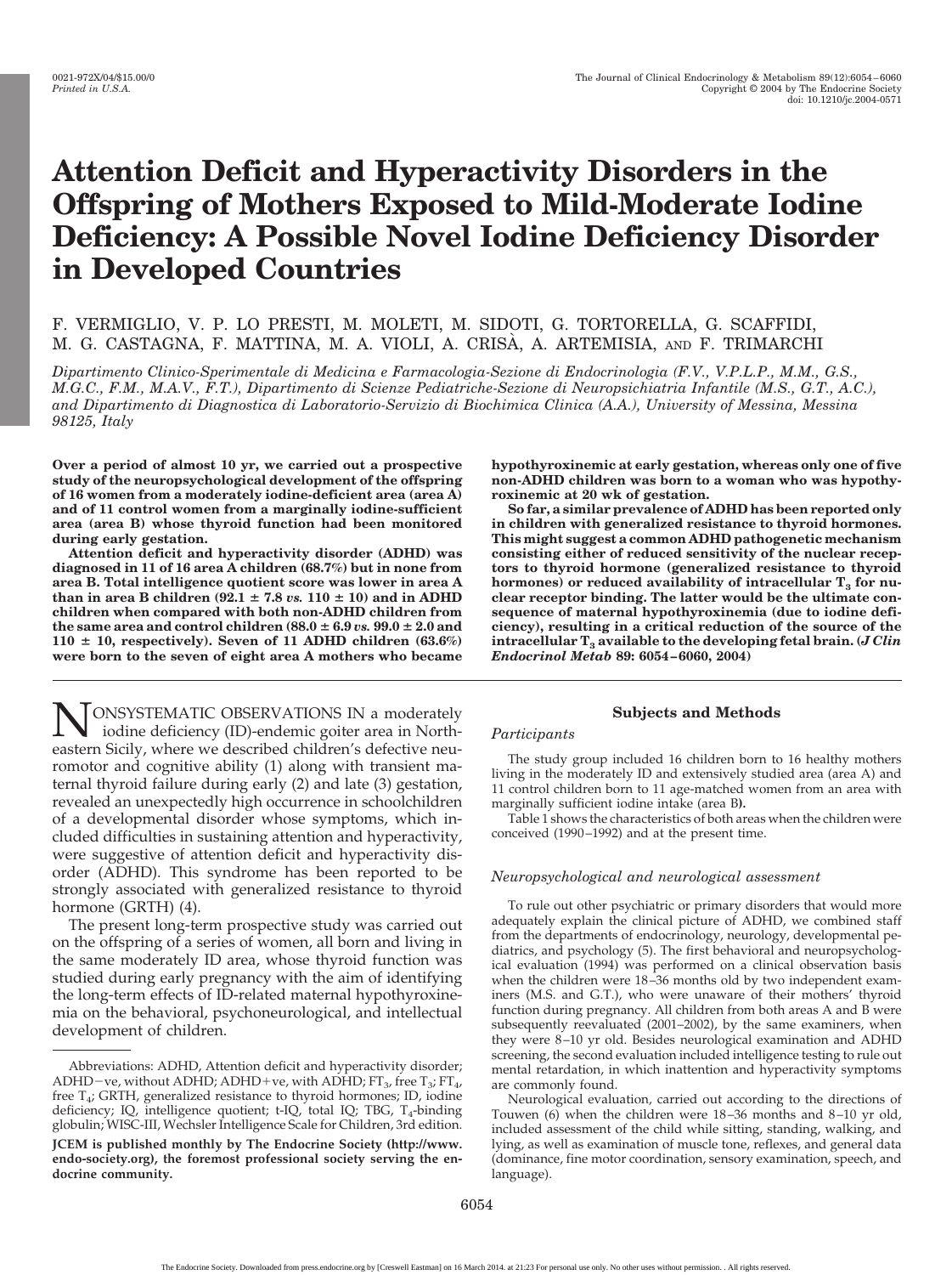# Attention Deficit and Hyperactivity Disorders in the Offspring of Mothers Exposed to Mild-Moderate Iodine Deficiency: A Possible Novel Iodine Deficiency Disorder in Developed Countries

F. VERMIGLIO, V. P. LO PRESTI, M. MOLETI, M. SIDOTI, G. TORTORELLA, G. SCAFFIDI, M. G. CASTAGNA, F. MATTINA, M. A. VIOLI, A. CRISÀ, A. ARTEMISIA, AND F. TRIMARCHI

*Dipartimento Clinico-Sperimentale di Medicina e Farmacologia-Sezione de Endocrinologia (F.V., V.P.L.P., M.M., G.S., M.G.C., F.M., M.A.V., F.T.), Dipartimento di Scienze Pediatriche-Sezione di Neuropsichiatria Infantile (M.S., G.T., A.C.), and Dipartimento di Diagnostica di Laboratorio-Servizio di Biochimica Clinica (A.A.), University of Messina, Messina 98125, Italy*

**Over a period of almost 10 yr, we carried out a prospective study of the neuropsychological development of the offspring of 16 women from a moderately iodine-deficient area (area A) and of 11 control women from a marginally iodine-sufficient area (area B) whose thyroid function had been monitored during early gestation.**

**Attention deficit and hyperactivity disorder (ADHD) was diagnosed in 11 of 16 area A children (68.7%) but in none from area B. Total intelligence quotient score was lower in area A than in area B children (92.1 ± 7.8 *vs.* 110 ± 10) and in ADHD children when compared with both non-ADHD children from the same area and control children (88.0 ± 6.9 *vs.* 99.0 ± 2.0 and 110 ± 10, respectively). Seven of 11 ADHD children (63.6%) were born to the seven of eight area A mothers who became hypothyroxinemic at early gestation, whereas only one of five non-ADHD children was born to a woman who was hypothyroxinemic at 20 wk of gestation.**

**So far, a similar prevalence of ADHD has been reported only in children with generalized resistance to thyroid hormones. This might suggest a common ADHD pathogenetic mechanism consisting either of reduced sensitivity of the nuclear receptors to thyroid hormone (generalized resistance to thyroid hormones) or reduced availability of intracellular $T_3$ for nuclear receptor binding. The latter would be the ultimate consequence of maternal hypothyroxinemia (due to iodine deficiency), resulting in a critical reduction of the source of the intracellular $T_3$ available to the developing fetal brain. (*J Clin Endocrinol Metab* 89: 6054–6060, 2004)**

NONSYSTEMATIC OBSERVATIONS IN a moderately iodine deficiency (ID)-endemic goiter area in Northeastern Sicily, where we described children's defective neuromotor and cognitive ability (1) along with transient maternal thyroid failure during early (2) and late (3) gestation, revealed an unexpectedly high occurrence in schoolchildren of a developmental disorder whose symptoms, which included difficulties in sustaining attention and hyperactivity, were suggestive of attention deficit and hyperactivity disorder (ADHD). This syndrome has been reported to be strongly associated with generalized resistance to thyroid hormone (GRTH) (4).

The present long-term prospective study was carried out on the offspring of a series of women, all born and living in the same moderately ID area, whose thyroid function was studied during early pregnancy with the aim of identifying the long-term effects of ID-related maternal hypothyroxinemia on the behavioral, psychoneurological, and intellectual development of children.

Abbreviations: ADHD, Attention deficit and hyperactivity disorder; ADHD−ve, without ADHD; ADHD+ve, with ADHD; $FT_3$, free $T_3$; $FT_4$, free $T_4$; GRTH, generalized resistance to thyroid hormones; ID, iodine deficiency; IQ, intelligence quotient; t-IQ, total IQ; TBG, $T_4$-binding globulin; WISC-III, Wechsler Intelligence Scale for Children, 3rd edition.

**JCEM is published monthly by The Endocrine Society (http://www.endo-society.org), the foremost professional society serving the endocrine community.**

## Subjects and Methods

### *Participants*

The study group included 16 children born to 16 healthy mothers living in the moderately ID and extensively studied area (area A) and 11 control children born to 11 age-matched women from an area with marginally sufficient iodine intake (area B).

Table 1 shows the characteristics of both areas when the children were conceived (1990–1992) and at the present time.

### *Neuropsychological and neurological assessment*

To rule out other psychiatric or primary disorders that would more adequately explain the clinical picture of ADHD, we combined staff from the departments of endocrinology, neurology, developmental pediatrics, and psychology (5). The first behavioral and neuropsychological evaluation (1994) was performed on a clinical observation basis when the children were 18–36 months old by two independent examiners (M.S. and G.T.), who were unaware of their mothers' thyroid function during pregnancy. All children from both areas A and B were subsequently reevaluated (2001–2002), by the same examiners, when they were 8–10 yr old. Besides neurological examination and ADHD screening, the second evaluation included intelligence testing to rule out mental retardation, in which inattention and hyperactivity symptoms are commonly found.

Neurological evaluation, carried out according to the directions of Touwen (6) when the children were 18–36 months and 8–10 yr old, included assessment of the child while sitting, standing, walking, and lying, as well as examination of muscle tone, reflexes, and general data (dominance, fine motor coordination, sensory examination, speech, and language).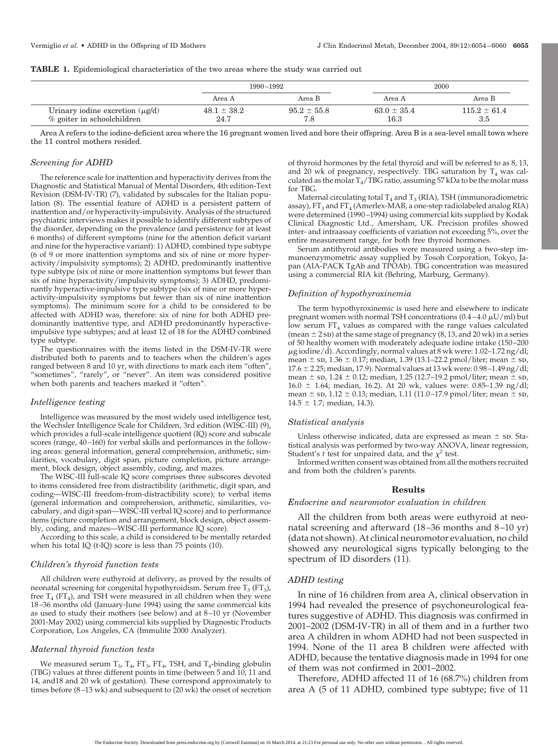**TABLE 1.** Epidemiological characteristics of the two areas where the study was carried out

| | 1990–1992 | | 2000 | |
|---|---|---|---|---|
| | Area A | Area B | Area A | Area B |
| Urinary iodine excretion ($\mu$g/d) | 48.1 ± 38.2 | 95.2 ± 55.8 | 63.0 ± 35.4 | 115.2 ± 61.4 |
| % goiter in schoolchildren | 24.7 | 7.8 | 16.3 | 3.5 |

Area A refers to the iodine-deficient area where the 16 pregnant women lived and bore their offspring. Area B is a sea-level small town where the 11 control mothers resided.

### *Screening for ADHD*

The reference scale for inattention and hyperactivity derives from the Diagnostic and Statistical Manual of Mental Disorders, 4th edition-Text Revision (DSM-IV-TR) (7), validated by subscales for the Italian population (8). The essential feature of ADHD is a persistent pattern of inattention and/or hyperactivity-impulsivity. Analysis of the structured psychiatric interviews makes it possible to identify different subtypes of the disorder, depending on the prevalence (and persistence for at least 6 months) of different symptoms (nine for the attention deficit variant and nine for the hyperactive variant): 1) ADHD, combined type subtype (6 of 9 or more inattention symptoms and six of nine or more hyperactivity/impulsivity symptoms); 2) ADHD, predominantly inattentive type subtype (six of nine or more inattention symptoms but fewer than six of nine hyperactivity/impulsivity symptoms); 3) ADHD, predominantly hyperactive-impulsive type subtype (six of nine or more hyperactivity-impulsivity symptoms but fewer than six of nine inattention symptoms). The minimum score for a child to be considered to be affected with ADHD was, therefore: six of nine for both ADHD predominantly inattentive type, and ADHD predominantly hyperactive-impulsive type subtypes; and at least 12 of 18 for the ADHD combined type subtype.

The questionnaires with the items listed in the DSM-IV-TR were distributed both to parents and to teachers when the children's ages ranged between 8 and 10 yr, with directions to mark each item "often", "sometimes", "rarely", or "never". An item was considered positive when both parents and teachers marked it "often".

### *Intelligence testing*

Intelligence was measured by the most widely used intelligence test, the Wechsler Intelligence Scale for Children, 3rd edition (WISC-III) (9), which provides a full-scale intelligence quotient (IQ) score and subscale scores (range, 40–160) for verbal skills and performances in the following areas: general information, general comprehension, arithmetic, similarities, vocabulary, digit span, picture completion, picture arrangement, block design, object assembly, coding, and mazes.

The WISC-III full-scale IQ score comprises three subscores devoted to items considered free from distractibility (arithmetic, digit span, and coding—WISC-III freedom-from-distractibility score); to verbal items (general information and comprehension, arithmetic, similarities, vocabulary, and digit span—WISC-III verbal IQ score) and to performance items (picture completion and arrangement, block design, object assembly, coding, and mazes—WISC-III performance IQ score).

According to this scale, a child is considered to be mentally retarded when his total IQ (t-IQ) score is less than 75 points (10).

### *Children's thyroid function tests*

All children were euthyroid at delivery, as proved by the results of neonatal screening for congenital hypothyroidism. Serum free $T_3$ ($FT_3$), free $T_4$ ($FT_4$), and TSH were measured in all children when they were 18–36 months old (January-June 1994) using the same commercial kits as used to study their mothers (see below) and at 8–10 yr (November 2001-May 2002) using commercial kits supplied by Diagnostic Products Corporation, Los Angeles, CA (Immulite 2000 Analyzer).

### *Maternal thyroid function tests*

We measured serum $T_3$, $T_4$, $FT_3$, $FT_4$, TSH, and $T_4$-binding globulin (TBG) values at three different points in time (between 5 and 10, 11 and 14, and18 and 20 wk of gestation). These correspond approximately to times before (8–13 wk) and subsequent to (20 wk) the onset of secretion of thyroid hormones by the fetal thyroid and will be referred to as 8, 13, and 20 wk of pregnancy, respectively. TBG saturation by $T_4$ was calculated as the molar $T_4$/TBG ratio, assuming 57 kDa to be the molar mass for TBG.

Maternal circulating total $T_4$ and $T_3$ (RIA), TSH (immunoradiometric assay), $FT_3$ and $FT_4$ (Amerlex-MAB, a one-step radiolabeled analog RIA) were determined (1990–1994) using commercial kits supplied by Kodak Clinical Diagnostic Ltd., Amersham, UK. Precision profiles showed inter- and intraassay coefficients of variation not exceeding 5%, over the entire measurement range, for both free thyroid hormones.

Serum antithyroid antibodies were measured using a two-step immunoenzymometric assay supplied by Tosoh Corporation, Tokyo, Japan (AIA-PACK TgAb and TPOAb). TBG concentration was measured using a commercial RIA kit (Behring, Marburg, Germany).

### *Definition of hypothyroxinemia*

The term hypothyroxinemic is used here and elsewhere to indicate pregnant women with normal TSH concentrations (0.4–4.0 $\mu$U/ml) but low serum $FT_4$ values as compared with the range values calculated (mean ± 2 SD) at the same stage of pregnancy (8, 13, and 20 wk) in a series of 50 healthy women with moderately adequate iodine intake (150–200 $\mu$g iodine/d). Accordingly, normal values at 8 wk were: 1.02–1.72 ng/dl; mean ± SD, 1.36 ± 0.17; median, 1.39 (13.1–22.2 pmol/liter; mean ± SD, 17.6 ± 2.25; median, 17.9). Normal values at 13 wk were: 0.98–1.49 ng/dl; mean ± SD, 1.24 ± 0.12; median, 1.25 (12.7–19.2 pmol/liter; mean ± SD, 16.0 ± 1.64; median, 16.2). At 20 wk, values were: 0.85–1.39 ng/dl; mean ± SD, 1.12 ± 0.13; median, 1.11 (11.0–17.9 pmol/liter; mean ± SD, 14.5 ± 1.7; median, 14.3).

### *Statistical analysis*

Unless otherwise indicated, data are expressed as mean ± SD. Statistical analysis was performed by two-way ANOVA, linear regression, Student's *t* test for unpaired data, and the $\chi^2$ test.

Informed written consent was obtained from all the mothers recruited and from both the children's parents.

## Results

### *Endocrine and neuromotor evaluation in children*

All the children from both areas were euthyroid at neonatal screening and afterward (18–36 months and 8–10 yr) (data not shown). At clinical neuromotor evaluation, no child showed any neurological signs typically belonging to the spectrum of ID disorders (11).

### *ADHD testing*

In nine of 16 children from area A, clinical observation in 1994 had revealed the presence of psychoneurological features suggestive of ADHD. This diagnosis was confirmed in 2001–2002 (DSM-IV-TR) in all of them and in a further two area A children in whom ADHD had not been suspected in 1994. None of the 11 area B children were affected with ADHD, because the tentative diagnosis made in 1994 for one of them was not confirmed in 2001–2002.

Therefore, ADHD affected 11 of 16 (68.7%) children from area A (5 of 11 ADHD, combined type subtype; five of 11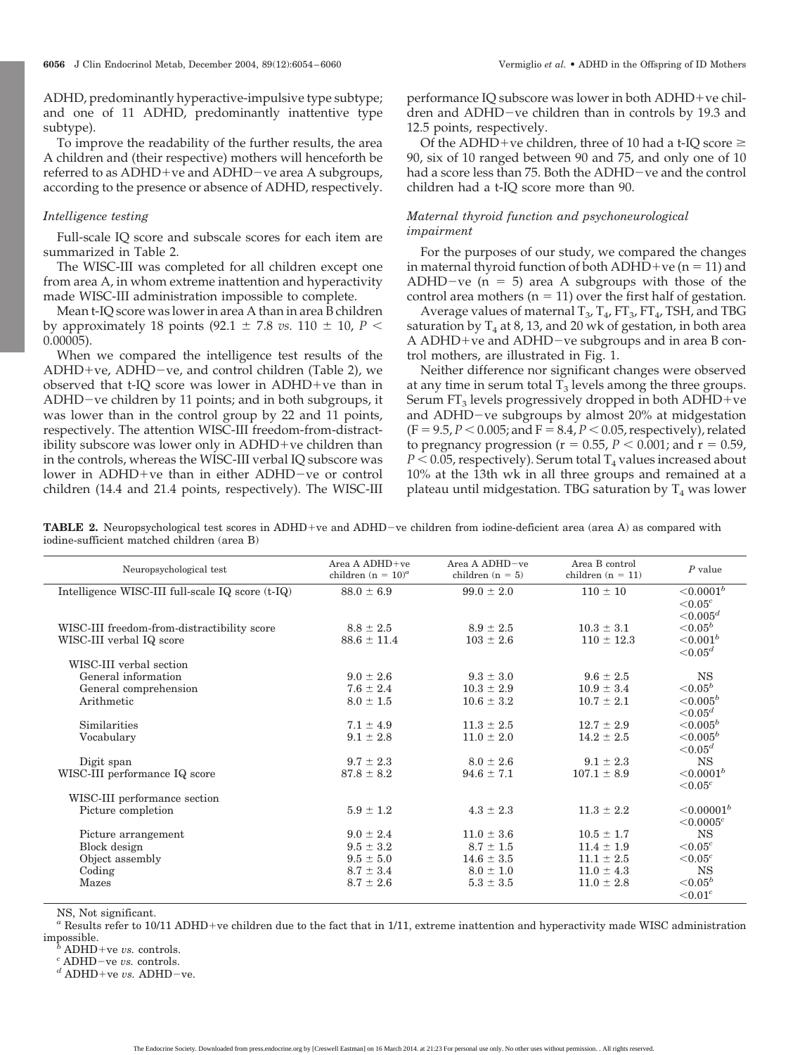ADHD, predominantly hyperactive-impulsive type subtype; and one of 11 ADHD, predominantly inattentive type subtype).

To improve the readability of the further results, the area A children and (their respective) mothers will henceforth be referred to as ADHD+ve and ADHD−ve area A subgroups, according to the presence or absence of ADHD, respectively.

### *Intelligence testing*

Full-scale IQ score and subscale scores for each item are summarized in Table 2.

The WISC-III was completed for all children except one from area A, in whom extreme inattention and hyperactivity made WISC-III administration impossible to complete.

Mean t-IQ score was lower in area A than in area B children by approximately 18 points (92.1 ± 7.8 *vs.* 110 ± 10, $P <$ 0.00005).

When we compared the intelligence test results of the ADHD+ve, ADHD−ve, and control children (Table 2), we observed that t-IQ score was lower in ADHD+ve than in ADHD−ve children by 11 points; and in both subgroups, it was lower than in the control group by 22 and 11 points, respectively. The attention WISC-III freedom-from-distractibility subscore was lower only in ADHD+ve children than in the controls, whereas the WISC-III verbal IQ subscore was lower in ADHD+ve than in either ADHD−ve or control children (14.4 and 21.4 points, respectively). The WISC-III performance IQ subscore was lower in both ADHD+ve children and ADHD−ve children than in controls by 19.3 and 12.5 points, respectively.

Of the ADHD+ve children, three of 10 had a t-IQ score ≥ 90, six of 10 ranged between 90 and 75, and only one of 10 had a score less than 75. Both the ADHD−ve and the control children had a t-IQ score more than 90.

### *Maternal thyroid function and psychoneurological impairment*

For the purposes of our study, we compared the changes in maternal thyroid function of both ADHD+ve (n = 11) and ADHD−ve (n = 5) area A subgroups with those of the control area mothers (n = 11) over the first half of gestation.

Average values of maternal $T_3$, $T_4$, $FT_3$, $FT_4$, TSH, and TBG saturation by $T_4$ at 8, 13, and 20 wk of gestation, in both area A ADHD+ve and ADHD−ve subgroups and in area B control mothers, are illustrated in Fig. 1.

Neither difference nor significant changes were observed at any time in serum total $T_3$ levels among the three groups. Serum $FT_3$ levels progressively dropped in both ADHD+ve and ADHD−ve subgroups by almost 20% at midgestation ($F = 9.5$, $P < 0.005$; and $F = 8.4$, $P < 0.05$, respectively), related to pregnancy progression ($r = 0.55$, $P < 0.001$; and $r = 0.59$, $P < 0.05$, respectively). Serum total $T_4$ values increased about 10% at the 13th wk in all three groups and remained at a plateau until midgestation. TBG saturation by $T_4$ was lower

**TABLE 2.** Neuropsychological test scores in ADHD+ve and ADHD−ve children from iodine-deficient area (area A) as compared with iodine-sufficient matched children (area B)

| Neuropsychological test | Area A ADHD+ve children (n = 10)[a] | Area A ADHD−ve children (n = 5) | Area B control children (n = 11) | P value |
|---|---|---|---|---|
| Intelligence WISC-III full-scale IQ score (t-IQ) | 88.0 ± 6.9 | 99.0 ± 2.0 | 110 ± 10 | <0.0001[b] <0.05[c] <0.005[d] |
| WISC-III freedom-from-distractibility score | 8.8 ± 2.5 | 8.9 ± 2.5 | 10.3 ± 3.1 | <0.05[b] |
| WISC-III verbal IQ score | 88.6 ± 11.4 | 103 ± 2.6 | 110 ± 12.3 | <0.001[b] <0.05[d] |
| WISC-III verbal section | | | | |
| General information | 9.0 ± 2.6 | 9.3 ± 3.0 | 9.6 ± 2.5 | NS |
| General comprehension | 7.6 ± 2.4 | 10.3 ± 2.9 | 10.9 ± 3.4 | <0.05[b] |
| Arithmetic | 8.0 ± 1.5 | 10.6 ± 3.2 | 10.7 ± 2.1 | <0.005[b] <0.05[d] |
| Similarities | 7.1 ± 4.9 | 11.3 ± 2.5 | 12.7 ± 2.9 | <0.005[b] |
| Vocabulary | 9.1 ± 2.8 | 11.0 ± 2.0 | 14.2 ± 2.5 | <0.005[b] <0.05[d] |
| Digit span | 9.7 ± 2.3 | 8.0 ± 2.6 | 9.1 ± 2.3 | NS |
| WISC-III performance IQ score | 87.8 ± 8.2 | 94.6 ± 7.1 | 107.1 ± 8.9 | <0.0001[b] <0.05[c] |
| WISC-III performance section | | | | |
| Picture completion | 5.9 ± 1.2 | 4.3 ± 2.3 | 11.3 ± 2.2 | <0.00001[b] <0.0005[c] |
| Picture arrangement | 9.0 ± 2.4 | 11.0 ± 3.6 | 10.5 ± 1.7 | NS |
| Block design | 9.5 ± 3.2 | 8.7 ± 1.5 | 11.4 ± 1.9 | <0.05[c] |
| Object assembly | 9.5 ± 5.0 | 14.6 ± 3.5 | 11.1 ± 2.5 | <0.05[c] |
| Coding | 8.7 ± 3.4 | 8.0 ± 1.0 | 11.0 ± 4.3 | NS |
| Mazes | 8.7 ± 2.6 | 5.3 ± 3.5 | 11.0 ± 2.8 | <0.05[b] <0.01[c] |

NS, Not significant.

[a] Results refer to 10/11 ADHD+ve children due to the fact that in 1/11, extreme inattention and hyperactivity made WISC administration impossible.

[b] ADHD+ve *vs.* controls.

[c] ADHD−ve *vs.* controls.

[d] ADHD+ve *vs.* ADHD−ve.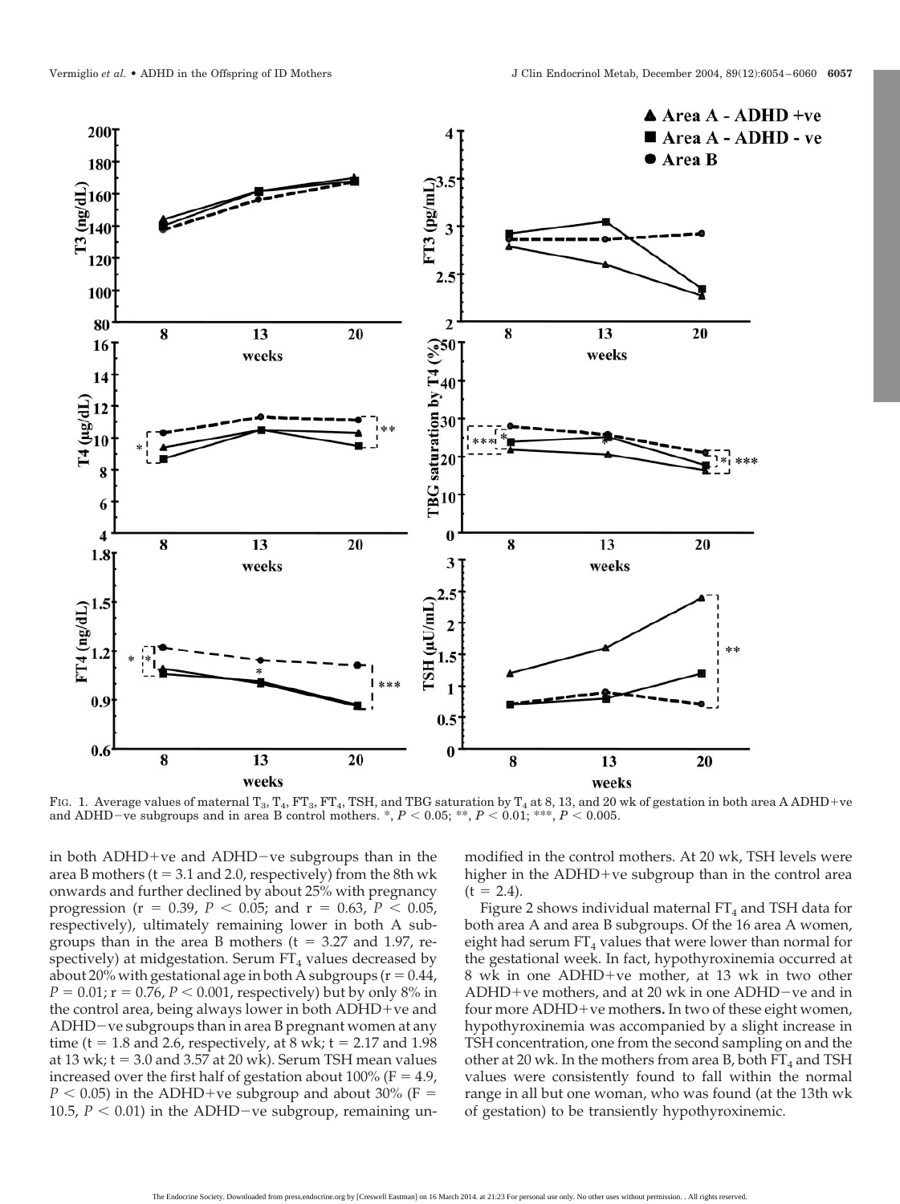FIG. 1. Average values of maternal $T_3$, $T_4$, $FT_3$, $FT_4$, TSH, and TBG saturation by $T_4$ at 8, 13, and 20 wk of gestation in both area A ADHD+ve and ADHD−ve subgroups and in area B control mothers. *, $P < 0.05$; **, $P < 0.01$; ***, $P < 0.005$.

in both ADHD+ve and ADHD−ve subgroups than in the area B mothers ($t = 3.1$ and 2.0, respectively) from the 8th wk onwards and further declined by about 25% with pregnancy progression ($r = 0.39$, $P < 0.05$; and $r = 0.63$, $P < 0.05$, respectively), ultimately remaining lower in both A subgroups than in the area B mothers ($t = 3.27$ and 1.97, respectively) at midgestation. Serum $FT_4$ values decreased by about 20% with gestational age in both A subgroups ($r = 0.44$, $P = 0.01$; $r = 0.76$, $P < 0.001$, respectively) but by only 8% in the control area, being always lower in both ADHD+ve and ADHD−ve subgroups than in area B pregnant women at any time ($t = 1.8$ and 2.6, respectively, at 8 wk; $t = 2.17$ and 1.98 at 13 wk; $t = 3.0$ and 3.57 at 20 wk). Serum TSH mean values increased over the first half of gestation about 100% ($F = 4.9$, $P < 0.05$) in the ADHD+ve subgroup and about 30% ($F = 10.5$, $P < 0.01$) in the ADHD−ve subgroup, remaining unmodified in the control mothers. At 20 wk, TSH levels were higher in the ADHD+ve subgroup than in the control area ($t = 2.4$).

Figure 2 shows individual maternal $FT_4$ and TSH data for both area A and area B subgroups. Of the 16 area A women, eight had serum $FT_4$ values that were lower than normal for the gestational week. In fact, hypothyroxinemia occurred at 8 wk in one ADHD+ve mother, at 13 wk in two other ADHD+ve mothers, and at 20 wk in one ADHD−ve and in four more ADHD+ve mothers. In two of these eight women, hypothyroxinemia was accompanied by a slight increase in TSH concentration, one from the second sampling on and the other at 20 wk. In the mothers from area B, both $FT_4$ and TSH values were consistently found to fall within the normal range in all but one woman, who was found (at the 13th wk of gestation) to be transiently hypothyroxinemic.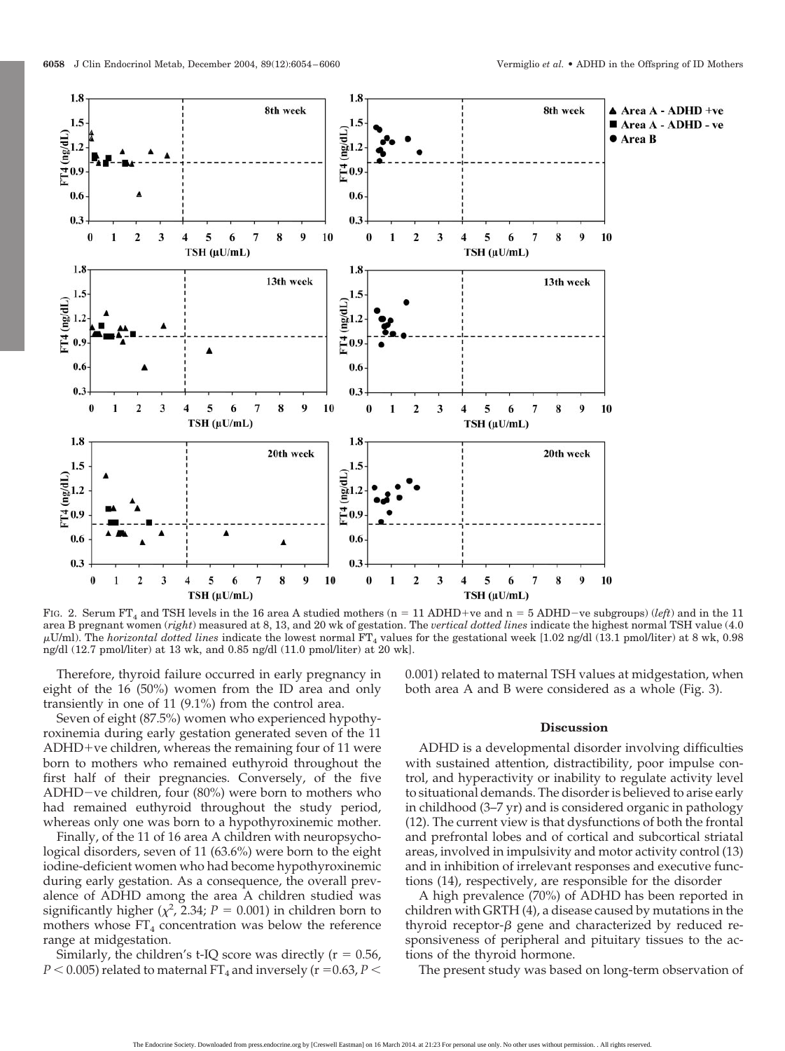FIG. 2. Serum $FT_4$ and TSH levels in the 16 area A studied mothers (n = 11 ADHD+ve and n = 5 ADHD−ve subgroups) (*left*) and in the 11 area B pregnant women (*right*) measured at 8, 13, and 20 wk of gestation. The *vertical dotted lines* indicate the highest normal TSH value (4.0 μU/ml). The *horizontal dotted lines* indicate the lowest normal $FT_4$ values for the gestational week [1.02 ng/dl (13.1 pmol/liter) at 8 wk, 0.98 ng/dl (12.7 pmol/liter) at 13 wk, and 0.85 ng/dl (11.0 pmol/liter) at 20 wk].

Therefore, thyroid failure occurred in early pregnancy in eight of the 16 (50%) women from the ID area and only transiently in one of 11 (9.1%) from the control area.

Seven of eight (87.5%) women who experienced hypothyroxinemia during early gestation generated seven of the 11 ADHD+ve children, whereas the remaining four of 11 were born to mothers who remained euthyroid throughout the first half of their pregnancies. Conversely, of the five ADHD−ve children, four (80%) were born to mothers who had remained euthyroid throughout the study period, whereas only one was born to a hypothyroxinemic mother.

Finally, of the 11 of 16 area A children with neuropsychological disorders, seven of 11 (63.6%) were born to the eight iodine-deficient women who had become hypothyroxinemic during early gestation. As a consequence, the overall prevalence of ADHD among the area A children studied was significantly higher ($\chi^2$, 2.34; $P = 0.001$) in children born to mothers whose $FT_4$ concentration was below the reference range at midgestation.

Similarly, the children's t-IQ score was directly ($r = 0.56$, $P < 0.005$) related to maternal $FT_4$ and inversely ($r = 0.63$, $P < 0.001$) related to maternal TSH values at midgestation, when both area A and B were considered as a whole (Fig. 3).

## Discussion

ADHD is a developmental disorder involving difficulties with sustained attention, distractibility, poor impulse control, and hyperactivity or inability to regulate activity level to situational demands. The disorder is believed to arise early in childhood (3–7 yr) and is considered organic in pathology (12). The current view is that dysfunctions of both the frontal and prefrontal lobes and of cortical and subcortical striatal areas, involved in impulsivity and motor activity control (13) and in inhibition of irrelevant responses and executive functions (14), respectively, are responsible for the disorder

A high prevalence (70%) of ADHD has been reported in children with GRTH (4), a disease caused by mutations in the thyroid receptor-β gene and characterized by reduced responsiveness of peripheral and pituitary tissues to the actions of the thyroid hormone.

The present study was based on long-term observation of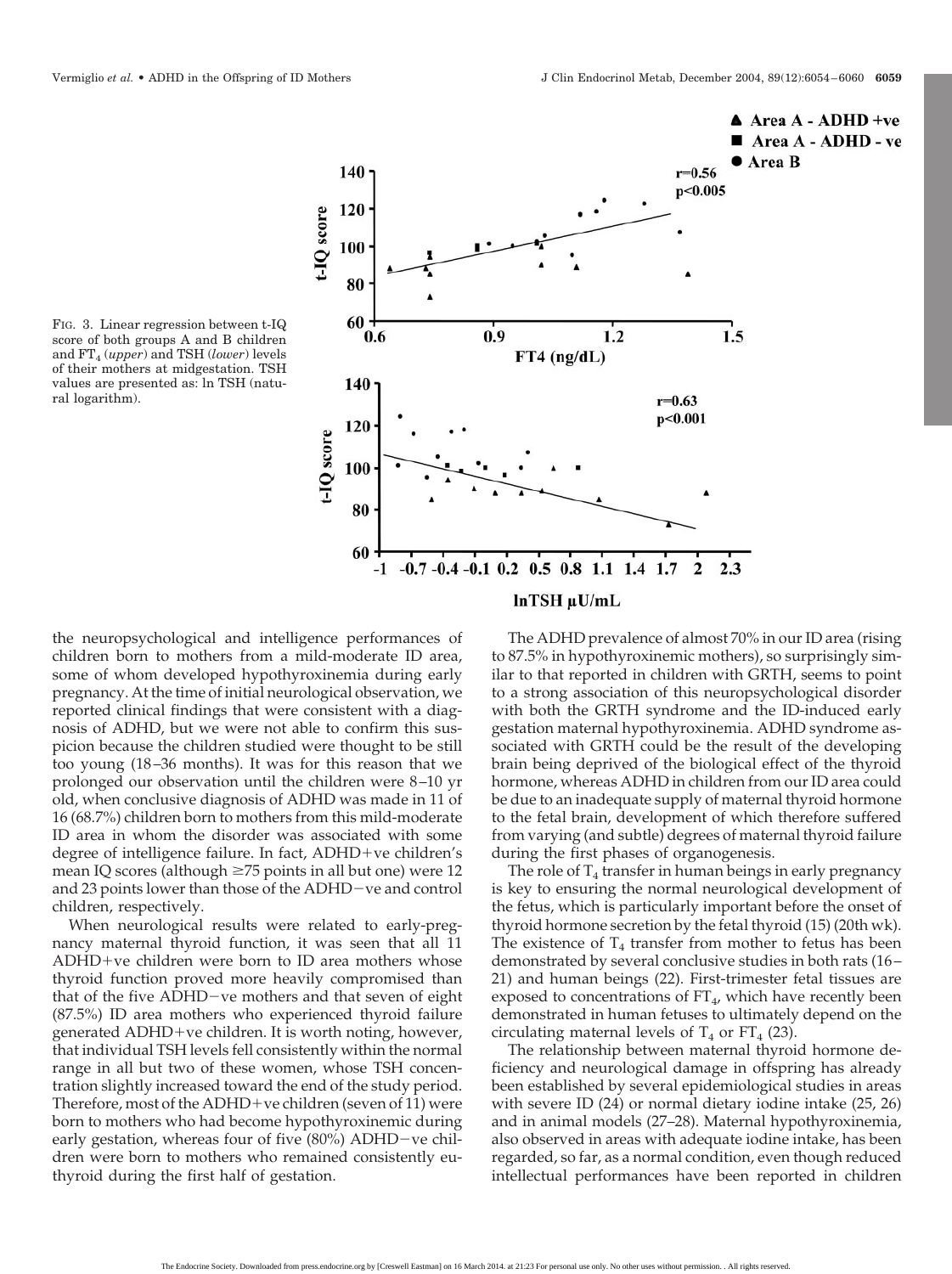FIG. 3. Linear regression between t-IQ score of both groups A and B children and $FT_4$ (*upper*) and TSH (*lower*) levels of their mothers at midgestation. TSH values are presented as: ln TSH (natural logarithm).

the neuropsychological and intelligence performances of children born to mothers from a mild-moderate ID area, some of whom developed hypothyroxinemia during early pregnancy. At the time of initial neurological observation, we reported clinical findings that were consistent with a diagnosis of ADHD, but we were not able to confirm this suspicion because the children studied were thought to be still too young (18–36 months). It was for this reason that we prolonged our observation until the children were 8–10 yr old, when conclusive diagnosis of ADHD was made in 11 of 16 (68.7%) children born to mothers from this mild-moderate ID area in whom the disorder was associated with some degree of intelligence failure. In fact, ADHD+ve children's mean IQ scores (although ≥75 points in all but one) were 12 and 23 points lower than those of the ADHD−ve and control children, respectively.

When neurological results were related to early-pregnancy maternal thyroid function, it was seen that all 11 ADHD+ve children were born to ID area mothers whose thyroid function proved more heavily compromised than that of the five ADHD−ve mothers and that seven of eight (87.5%) ID area mothers who experienced thyroid failure generated ADHD+ve children. It is worth noting, however, that individual TSH levels fell consistently within the normal range in all but two of these women, whose TSH concentration slightly increased toward the end of the study period. Therefore, most of the ADHD+ve children (seven of 11) were born to mothers who had become hypothyroxinemic during early gestation, whereas four of five (80%) ADHD−ve children were born to mothers who remained consistently euthyroid during the first half of gestation.

The ADHD prevalence of almost 70% in our ID area (rising to 87.5% in hypothyroxinemic mothers), so surprisingly similar to that reported in children with GRTH, seems to point to a strong association of this neuropsychological disorder with both the GRTH syndrome and the ID-induced early gestation maternal hypothyroxinemia. ADHD syndrome associated with GRTH could be the result of the developing brain being deprived of the biological effect of the thyroid hormone, whereas ADHD in children from our ID area could be due to an inadequate supply of maternal thyroid hormone to the fetal brain, development of which therefore suffered from varying (and subtle) degrees of maternal thyroid failure during the first phases of organogenesis.

The role of $T_4$ transfer in human beings in early pregnancy is key to ensuring the normal neurological development of the fetus, which is particularly important before the onset of thyroid hormone secretion by the fetal thyroid (15) (20th wk). The existence of $T_4$ transfer from mother to fetus has been demonstrated by several conclusive studies in both rats (16–21) and human beings (22). First-trimester fetal tissues are exposed to concentrations of $FT_4$, which have recently been demonstrated in human fetuses to ultimately depend on the circulating maternal levels of $T_4$ or $FT_4$ (23).

The relationship between maternal thyroid hormone deficiency and neurological damage in offspring has already been established by several epidemiological studies in areas with severe ID (24) or normal dietary iodine intake (25, 26) and in animal models (27–28). Maternal hypothyroxinemia, also observed in areas with adequate iodine intake, has been regarded, so far, as a normal condition, even though reduced intellectual performances have been reported in children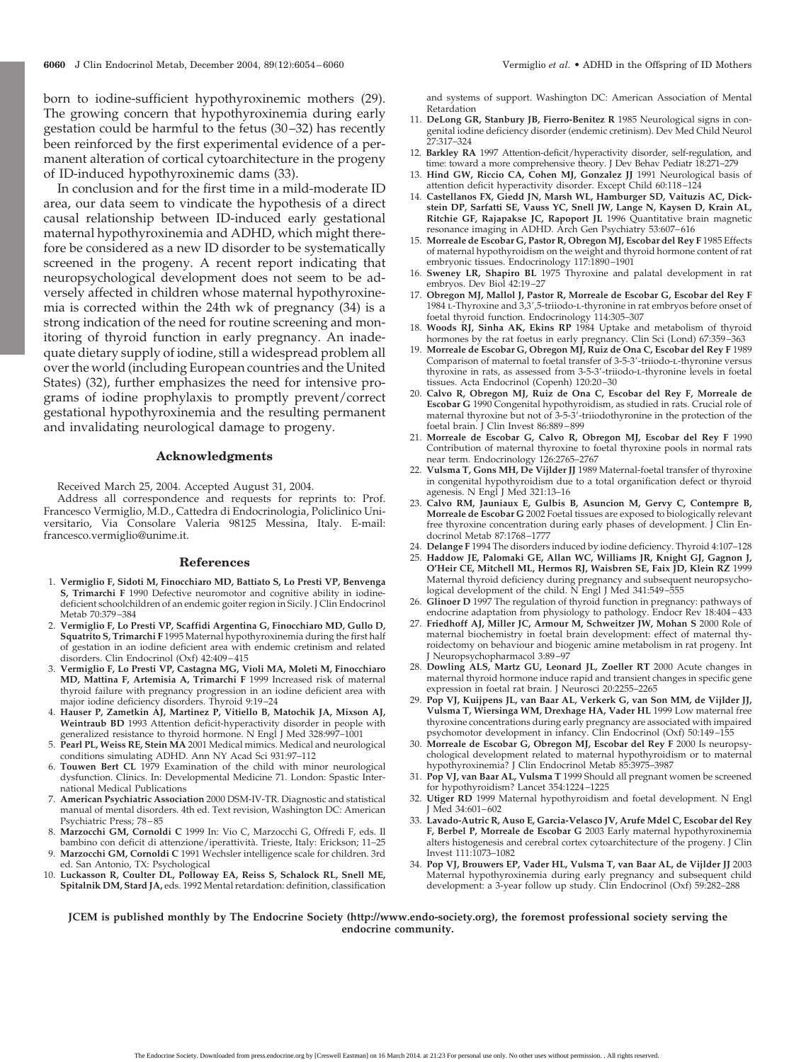born to iodine-sufficient hypothyroxinemic mothers (29). The growing concern that hypothyroxinemia during early gestation could be harmful to the fetus (30–32) has recently been reinforced by the first experimental evidence of a permanent alteration of cortical cytoarchitecture in the progeny of ID-induced hypothyroxinemic dams (33).

In conclusion and for the first time in a mild-moderate ID area, our data seem to vindicate the hypothesis of a direct causal relationship between ID-induced early gestational maternal hypothyroxinemia and ADHD, which might therefore be considered as a new ID disorder to be systematically screened in the progeny. A recent report indicating that neuropsychological development does not seem to be adversely affected in children whose maternal hypothyroxinemia is corrected within the 24th wk of pregnancy (34) is a strong indication of the need for routine screening and monitoring of thyroid function in early pregnancy. An inadequate dietary supply of iodine, still a widespread problem all over the world (including European countries and the United States) (32), further emphasizes the need for intensive programs of iodine prophylaxis to promptly prevent/correct gestational hypothyroxinemia and the resulting permanent and invalidating neurological damage to progeny.

## Acknowledgments

Received March 25, 2004. Accepted August 31, 2004.

Address all correspondence and requests for reprints to: Prof. Francesco Vermiglio, M.D., Cattedra di Endocrinologia, Policlinico Universitario, Via Consolare Valeria 98125 Messina, Italy. E-mail: francesco.vermiglio@unime.it.

## References

1. **Vermiglio F, Sidoti M, Finocchiaro MD, Battiato S, Lo Presti VP, Benvenga S, Trimarchi F** 1990 Defective neuromotor and cognitive ability in iodine-deficient schoolchildren of an endemic goiter region in Sicily. J Clin Endocrinol Metab 70:379–384
2. **Vermiglio F, Lo Presti VP, Scaffidi Argentina G, Finocchiaro MD, Gullo D, Squatrito S, Trimarchi F** 1995 Maternal hypothyroxinemia during the first half of gestation in an iodine deficient area with endemic cretinism and related disorders. Clin Endocrinol (Oxf) 42:409–415
3. **Vermiglio F, Lo Presti VP, Castagna MG, Violi MA, Moleti M, Finocchiaro MD, Mattina F, Artemisia A, Trimarchi F** 1999 Increased risk of maternal thyroid failure with pregnancy progression in an iodine deficient area with major iodine deficiency disorders. Thyroid 9:19–24
4. **Hauser P, Zametkin AJ, Martinez P, Vitiello B, Matochik JA, Mixson AJ, Weintraub BD** 1993 Attention deficit-hyperactivity disorder in people with generalized resistance to thyroid hormone. N Engl J Med 328:997–1001
5. **Pearl PL, Weiss RE, Stein MA** 2001 Medical mimics. Medical and neurological conditions simulating ADHD. Ann NY Acad Sci 931:97–112
6. **Touwen Bert CL** 1979 Examination of the child with minor neurological dysfunction. Clinics. In: Developmental Medicine 71. London: Spastic International Medical Publications
7. **American Psychiatric Association** 2000 DSM-IV-TR. Diagnostic and statistical manual of mental disorders. 4th ed. Text revision, Washington DC: American Psychiatric Press; 78–85
8. **Marzocchi GM, Cornoldi C** 1999 In: Vio C, Marzocchi G, Offredi F, eds. Il bambino con deficit di attenzione/iperattività. Trieste, Italy: Erickson; 11–25
9. **Marzocchi GM, Cornoldi C** 1991 Wechsler intelligence scale for children. 3rd ed. San Antonio, TX: Psychological
10. **Luckasson R, Coulter DL, Polloway EA, Reiss S, Schalock RL, Snell ME, Spitalnik DM, Stard JA,** eds. 1992 Mental retardation: definition, classification and systems of support. Washington DC: American Association of Mental Retardation
11. **DeLong GR, Stanbury JB, Fierro-Benitez R** 1985 Neurological signs in congenital iodine deficiency disorder (endemic cretinism). Dev Med Child Neurol 27:317–324
12. **Barkley RA** 1997 Attention-deficit/hyperactivity disorder, self-regulation, and time: toward a more comprehensive theory. J Dev Behav Pediatr 18:271–279
13. **Hind GW, Riccio CA, Cohen MJ, Gonzalez JJ** 1991 Neurological basis of attention deficit hyperactivity disorder. Except Child 60:118–124
14. **Castellanos FX, Giedd JN, Marsh WL, Hamburger SD, Vaituzis AC, Dickstein DP, Sarfatti SE, Vauss YC, Snell JW, Lange N, Kaysen D, Krain AL, Ritchie GF, Rajapakse JC, Rapoport JL** 1996 Quantitative brain magnetic resonance imaging in ADHD. Arch Gen Psychiatry 53:607–616
15. **Morreale de Escobar G, Pastor R, Obregon MJ, Escobar del Rey F** 1985 Effects of maternal hypothyroidism on the weight and thyroid hormone content of rat embryonic tissues. Endocrinology 117:1890–1901
16. **Sweney LR, Shapiro BL** 1975 Thyroxine and palatal development in rat embryos. Dev Biol 42:19–27
17. **Obregon MJ, Mallol J, Pastor R, Morreale de Escobar G, Escobar del Rey F** 1984 L-Thyroxine and 3,3′,5-triiodo-L-thyronine in rat embryos before onset of foetal thyroid function. Endocrinology 114:305–307
18. **Woods RJ, Sinha AK, Ekins RP** 1984 Uptake and metabolism of thyroid hormones by the rat foetus in early pregnancy. Clin Sci (Lond) 67:359–363
19. **Morreale de Escobar G, Obregon MJ, Ruiz de Ona C, Escobar del Rey F** 1989 Comparison of maternal to foetal transfer of 3-5-3′-triiodo-L-thyronine versus thyroxine in rats, as assessed from 3-5-3′-triiodo-L-thyronine levels in foetal tissues. Acta Endocrinol (Copenh) 120:20–30
20. **Calvo R, Obregon MJ, Ruiz de Ona C, Escobar del Rey F, Morreale de Escobar G** 1990 Congenital hypothyroidism, as studied in rats. Crucial role of maternal thyroxine but not of 3-5-3′-triiodothyronine in the protection of the foetal brain. J Clin Invest 86:889–899
21. **Morreale de Escobar G, Calvo R, Obregon MJ, Escobar del Rey F** 1990 Contribution of maternal thyroxine to foetal thyroxine pools in normal rats near term. Endocrinology 126:2765–2767
22. **Vulsma T, Gons MH, De Vijlder JJ** 1989 Maternal-foetal transfer of thyroxine in congenital hypothyroidism due to a total organification defect or thyroid agenesis. N Engl J Med 321:13–16
23. **Calvo RM, Jauniaux E, Gulbis B, Asuncion M, Gervy C, Contempre B, Morreale de Escobar G** 2002 Foetal tissues are exposed to biologically relevant free thyroxine concentration during early phases of development. J Clin Endocrinol Metab 87:1768–1777
24. **Delange F** 1994 The disorders induced by iodine deficiency. Thyroid 4:107–128
25. **Haddow JE, Palomaki GE, Allan WC, Williams JR, Knight GJ, Gagnon J, O'Heir CE, Mitchell ML, Hermos RJ, Waisbren SE, Faix JD, Klein RZ** 1999 Maternal thyroid deficiency during pregnancy and subsequent neuropsychological development of the child. N Engl J Med 341:549–555
26. **Glinoer D** 1997 The regulation of thyroid function in pregnancy: pathways of endocrine adaptation from physiology to pathology. Endocr Rev 18:404–433
27. **Friedhoff AJ, Miller JC, Armour M, Schweitzer JW, Mohan S** 2000 Role of maternal biochemistry in foetal brain development: effect of maternal thyroidectomy on behaviour and biogenic amine metabolism in rat progeny. Int J Neuropsychopharmacol 3:89–97
28. **Dowling ALS, Martz GU, Leonard JL, Zoeller RT** 2000 Acute changes in maternal thyroid hormone induce rapid and transient changes in specific gene expression in foetal rat brain. J Neurosci 20:2255–2265
29. **Pop VJ, Kuijpens JL, van Baar AL, Verkerk G, van Son MM, de Vijlder JJ, Vulsma T, Wiersinga WM, Drexhage HA, Vader HL** 1999 Low maternal free thyroxine concentrations during early pregnancy are associated with impaired psychomotor development in infancy. Clin Endocrinol (Oxf) 50:149–155
30. **Morreale de Escobar G, Obregon MJ, Escobar del Rey F** 2000 Is neuropsychological development related to maternal hypothyroidism or to maternal hypothyroxinemia? J Clin Endocrinol Metab 85:3975–3987
31. **Pop VJ, van Baar AL, Vulsma T** 1999 Should all pregnant women be screened for hypothyroidism? Lancet 354:1224–1225
32. **Utiger RD** 1999 Maternal hypothyroidism and foetal development. N Engl J Med 34:601–602
33. **Lavado-Autric R, Auso E, Garcia-Velasco JV, Arufe Mdel C, Escobar del Rey F, Berbel P, Morreale de Escobar G** 2003 Early maternal hypothyroxinemia alters histogenesis and cerebral cortex cytoarchitecture of the progeny. J Clin Invest 111:1073–1082
34. **Pop VJ, Brouwers EP, Vader HL, Vulsma T, van Baar AL, de Vijlder JJ** 2003 Maternal hypothyroxinemia during early pregnancy and subsequent child development: a 3-year follow up study. Clin Endocrinol (Oxf) 59:282–288

**JCEM is published monthly by The Endocrine Society (http://www.endo-society.org), the foremost professional society serving the endocrine community.**